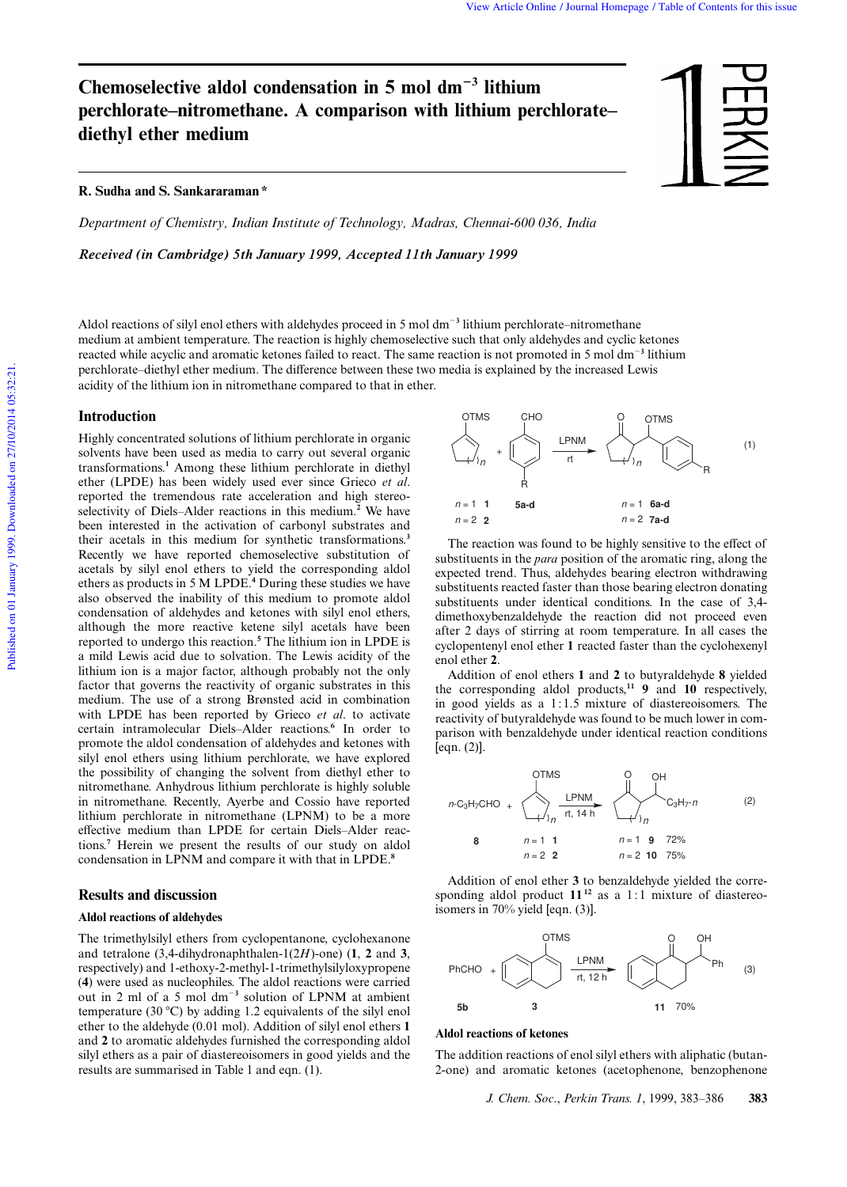# Chemoselective aldol condensation in 5 mol dm$^{-3}$ lithium perchlorate–nitromethane. A comparison with lithium perchlorate–diethyl ether medium

**R. Sudha and S. Sankararaman \***

*Department of Chemistry, Indian Institute of Technology, Madras, Chennai-600 036, India*

***Received (in Cambridge) 5th January 1999, Accepted 11th January 1999***

Aldol reactions of silyl enol ethers with aldehydes proceed in 5 mol dm$^{-3}$ lithium perchlorate–nitromethane medium at ambient temperature. The reaction is highly chemoselective such that only aldehydes and cyclic ketones reacted while acyclic and aromatic ketones failed to react. The same reaction is not promoted in 5 mol dm$^{-3}$ lithium perchlorate–diethyl ether medium. The difference between these two media is explained by the increased Lewis acidity of the lithium ion in nitromethane compared to that in ether.

## Introduction

Highly concentrated solutions of lithium perchlorate in organic solvents have been used as media to carry out several organic transformations.[1] Among these lithium perchlorate in diethyl ether (LPDE) has been widely used ever since Grieco *et al.* reported the tremendous rate acceleration and high stereoselectivity of Diels–Alder reactions in this medium.[2] We have been interested in the activation of carbonyl substrates and their acetals in this medium for synthetic transformations.[3] Recently we have reported chemoselective substitution of acetals by silyl enol ethers to yield the corresponding aldol ethers as products in 5 M LPDE.[4] During these studies we have also observed the inability of this medium to promote aldol condensation of aldehydes and ketones with silyl enol ethers, although the more reactive ketene silyl acetals have been reported to undergo this reaction.[5] The lithium ion in LPDE is a mild Lewis acid due to solvation. The Lewis acidity of the lithium ion is a major factor, although probably not the only factor that governs the reactivity of organic substrates in this medium. The use of a strong Brønsted acid in combination with LPDE has been reported by Grieco *et al.* to activate certain intramolecular Diels–Alder reactions.[6] In order to promote the aldol condensation of aldehydes and ketones with silyl enol ethers using lithium perchlorate, we have explored the possibility of changing the solvent from diethyl ether to nitromethane. Anhydrous lithium perchlorate is highly soluble in nitromethane. Recently, Ayerbe and Cossio have reported lithium perchlorate in nitromethane (LPNM) to be a more effective medium than LPDE for certain Diels–Alder reactions.[7] Herein we present the results of our study on aldol condensation in LPNM and compare it with that in LPDE.[8]

## Results and discussion

### Aldol reactions of aldehydes

The trimethylsilyl ethers from cyclopentanone, cyclohexanone and tetralone (3,4-dihydronaphthalen-1(2*H*)-one) (**1**, **2** and **3**, respectively) and 1-ethoxy-2-methyl-1-trimethylsilyloxypropene (**4**) were used as nucleophiles. The aldol reactions were carried out in 2 ml of a 5 mol dm$^{-3}$ solution of LPNM at ambient temperature (30 °C) by adding 1.2 equivalents of the silyl enol ether to the aldehyde (0.01 mol). Addition of silyl enol ethers **1** and **2** to aromatic aldehydes furnished the corresponding aldol silyl ethers as a pair of diastereoisomers in good yields and the results are summarised in Table 1 and eqn. (1).

(1) Cyclic TMS enol ether (n = 1 **1**; n = 2 **2**) + 4-R-C$_6$H$_4$CHO (**5a-d**) →(LPNM, rt) aldol silyl ether (n = 1 **6a-d**; n = 2 **7a-d**)

The reaction was found to be highly sensitive to the effect of substituents in the *para* position of the aromatic ring, along the expected trend. Thus, aldehydes bearing electron withdrawing substituents reacted faster than those bearing electron donating substituents under identical conditions. In the case of 3,4-dimethoxybenzaldehyde the reaction did not proceed even after 2 days of stirring at room temperature. In all cases the cyclopentenyl enol ether **1** reacted faster than the cyclohexenyl enol ether **2**.

Addition of enol ethers **1** and **2** to butyraldehyde **8** yielded the corresponding aldol products,[11] **9** and **10** respectively, in good yields as a 1 : 1.5 mixture of diastereoisomers. The reactivity of butyraldehyde was found to be much lower in comparison with benzaldehyde under identical reaction conditions [eqn. (2)].

(2) $n$-C$_3$H$_7$CHO (**8**) + cyclic TMS enol ether (n = 1 **1**; n = 2 **2**) →(LPNM, rt, 14 h) aldol (n = 1 **9** 72%; n = 2 **10** 75%)

Addition of enol ether **3** to benzaldehyde yielded the corresponding aldol product **11**[12] as a 1 : 1 mixture of diastereoisomers in 70% yield [eqn. (3)].

(3) PhCHO (**5b**) + **3** →(LPNM, rt, 12 h) **11** 70%

### Aldol reactions of ketones

The addition reactions of enol silyl ethers with aliphatic (butan-2-one) and aromatic ketones (acetophenone, benzophenone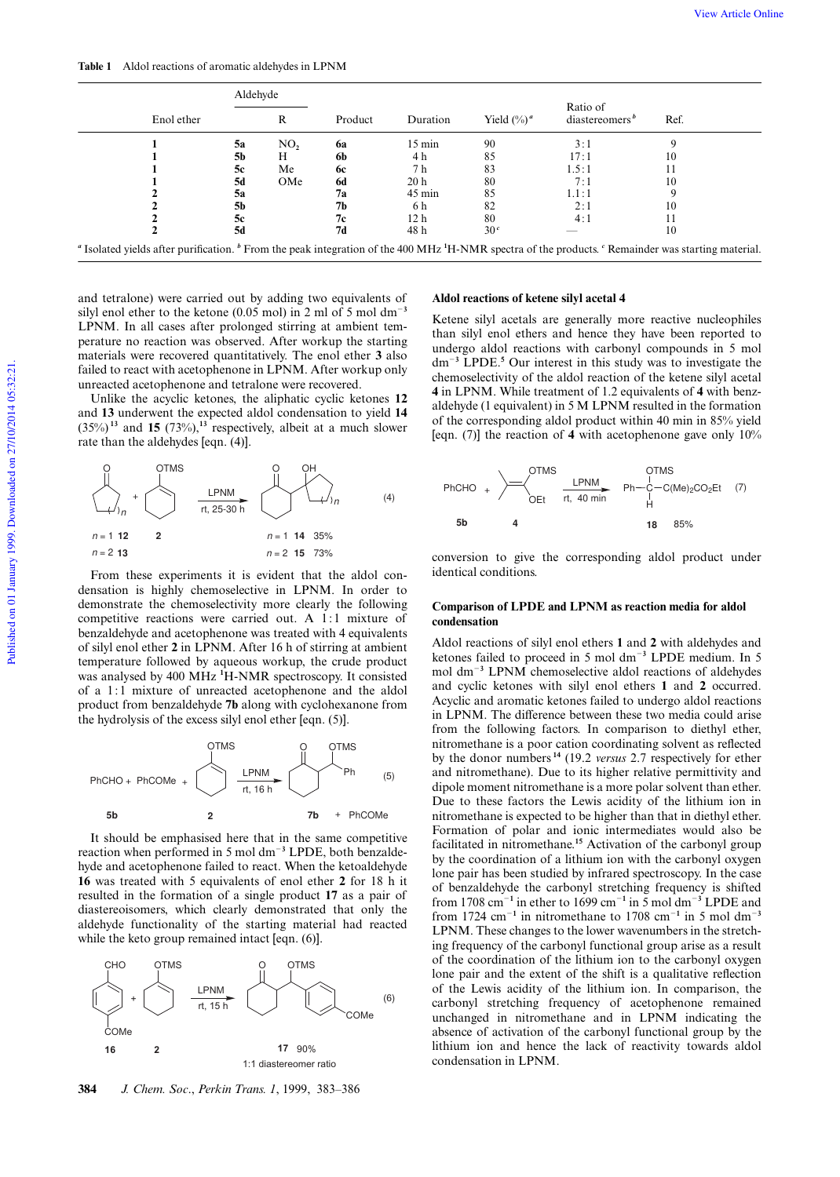**Table 1** Aldol reactions of aromatic aldehydes in LPNM

| Enol ether | Aldehyde | | Product | Duration | Yield (%)[a] | Ratio of diastereomers[b] | Ref. |
|---|---|---|---|---|---|---|---|
| | | R | | | | | |
| 1 | 5a | $NO_2$ | 6a | 15 min | 90 | 3:1 | 9 |
| 1 | 5b | H | 6b | 4 h | 85 | 17:1 | 10 |
| 1 | 5c | Me | 6c | 7 h | 83 | 1.5:1 | 11 |
| 1 | 5d | OMe | 6d | 20 h | 80 | 7:1 | 10 |
| 2 | 5a | | 7a | 45 min | 85 | 1.1:1 | 9 |
| 2 | 5b | | 7b | 6 h | 82 | 2:1 | 10 |
| 2 | 5c | | 7c | 12 h | 80 | 4:1 | 11 |
| 2 | 5d | | 7d | 48 h | 30[c] | — | 10 |

[a] Isolated yields after purification. [b] From the peak integration of the 400 MHz $^1$H-NMR spectra of the products. [c] Remainder was starting material.

and tetralone) were carried out by adding two equivalents of silyl enol ether to the ketone (0.05 mol) in 2 ml of 5 mol dm$^{-3}$ LPNM. In all cases after prolonged stirring at ambient temperature no reaction was observed. After workup the starting materials were recovered quantitatively. The enol ether **3** also failed to react with acetophenone in LPNM. After workup only unreacted acetophenone and tetralone were recovered.

Unlike the acyclic ketones, the aliphatic cyclic ketones **12** and **13** underwent the expected aldol condensation to yield **14** (35%)[13] and **15** (73%),[13] respectively, albeit at a much slower rate than the aldehydes [eqn. (4)].

(4) Cyclic ketone (n = 1 **12**; n = 2 **13**) + OTMS-cyclohexene **2** → LPNM, rt, 25–30 h → aldol product (n = 1 **14** 35%; n = 2 **15** 73%)

From these experiments it is evident that the aldol condensation is highly chemoselective in LPNM. In order to demonstrate the chemoselectivity more clearly the following competitive reactions were carried out. A 1:1 mixture of benzaldehyde and acetophenone was treated with 4 equivalents of silyl enol ether **2** in LPNM. After 16 h of stirring at ambient temperature followed by aqueous workup, the crude product was analysed by 400 MHz $^1$H-NMR spectroscopy. It consisted of a 1:1 mixture of unreacted acetophenone and the aldol product from benzaldehyde **7b** along with cyclohexanone from the hydrolysis of the excess silyl enol ether [eqn. (5)].

(5) PhCHO (**5b**) + PhCOMe + **2** → LPNM, rt, 16 h → **7b** + PhCOMe

It should be emphasised here that in the same competitive reaction when performed in 5 mol dm$^{-3}$ LPDE, both benzaldehyde and acetophenone failed to react. When the ketoaldehyde **16** was treated with 5 equivalents of enol ether **2** for 18 h it resulted in the formation of a single product **17** as a pair of diastereoisomers, which clearly demonstrated that only the aldehyde functionality of the starting material had reacted while the keto group remained intact [eqn. (6)].

(6) **16** + **2** → LPNM, rt, 15 h → **17** 90%, 1:1 diastereomer ratio

### Aldol reactions of ketene silyl acetal 4

Ketene silyl acetals are generally more reactive nucleophiles than silyl enol ethers and hence they have been reported to undergo aldol reactions with carbonyl compounds in 5 mol dm$^{-3}$ LPDE.[5] Our interest in this study was to investigate the chemoselectivity of the aldol reaction of the ketene silyl acetal **4** in LPNM. While treatment of 1.2 equivalents of **4** with benzaldehyde (1 equivalent) in 5 M LPNM resulted in the formation of the corresponding aldol product within 40 min in 85% yield [eqn. (7)] the reaction of **4** with acetophenone gave only 10% conversion to give the corresponding aldol product under identical conditions.

(7) PhCHO (**5b**) + **4** → LPNM, rt, 40 min → Ph–CH(OTMS)–C(Me)$_2$CO$_2$Et **18** 85%

### Comparison of LPDE and LPNM as reaction media for aldol condensation

Aldol reactions of silyl enol ethers **1** and **2** with aldehydes and ketones failed to proceed in 5 mol dm$^{-3}$ LPDE medium. In 5 mol dm$^{-3}$ LPNM chemoselective aldol reactions of aldehydes and cyclic ketones with silyl enol ethers **1** and **2** occurred. Acyclic and aromatic ketones failed to undergo aldol reactions in LPNM. The difference between these two media could arise from the following factors. In comparison to diethyl ether, nitromethane is a poor cation coordinating solvent as reflected by the donor numbers[14] (19.2 *versus* 2.7 respectively for ether and nitromethane). Due to its higher relative permittivity and dipole moment nitromethane is a more polar solvent than ether. Due to these factors the Lewis acidity of the lithium ion in nitromethane is expected to be higher than that in diethyl ether. Formation of polar and ionic intermediates would also be facilitated in nitromethane.[15] Activation of the carbonyl group by the coordination of a lithium ion with the carbonyl oxygen lone pair has been studied by infrared spectroscopy. In the case of benzaldehyde the carbonyl stretching frequency is shifted from 1708 cm$^{-1}$ in ether to 1699 cm$^{-1}$ in 5 mol dm$^{-3}$ LPDE and from 1724 cm$^{-1}$ in nitromethane to 1708 cm$^{-1}$ in 5 mol dm$^{-3}$ LPNM. These changes to the lower wavenumbers in the stretching frequency of the carbonyl functional group arise as a result of the coordination of the lithium ion to the carbonyl oxygen lone pair and the extent of the shift is a qualitative reflection of the Lewis acidity of the lithium ion. In comparison, the carbonyl stretching frequency of acetophenone remained unchanged in nitromethane and in LPNM indicating the absence of activation of the carbonyl functional group by the lithium ion and hence the lack of reactivity towards aldol condensation in LPNM.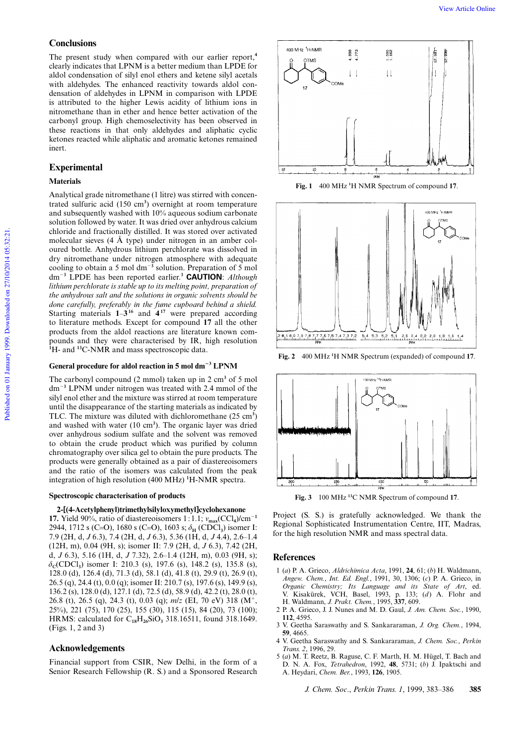## Conclusions

The present study when compared with our earlier report,[4] clearly indicates that LPNM is a better medium than LPDE for aldol condensation of silyl enol ethers and ketene silyl acetals with aldehydes. The enhanced reactivity towards aldol condensation of aldehydes in LPNM in comparison with LPDE is attributed to the higher Lewis acidity of lithium ions in nitromethane than in ether and hence better activation of the carbonyl group. High chemoselectivity has been observed in these reactions in that only aldehydes and aliphatic cyclic ketones reacted while aliphatic and aromatic ketones remained inert.

## Experimental

### Materials

Analytical grade nitromethane (1 litre) was stirred with concentrated sulfuric acid (150 $cm^3$) overnight at room temperature and subsequently washed with 10% aqueous sodium carbonate solution followed by water. It was dried over anhydrous calcium chloride and fractionally distilled. It was stored over activated molecular sieves (4 Å type) under nitrogen in an amber coloured bottle. Anhydrous lithium perchlorate was dissolved in dry nitromethane under nitrogen atmosphere with adequate cooling to obtain a 5 mol $dm^{-3}$ solution. Preparation of 5 mol $dm^{-3}$ LPDE has been reported earlier.[3] **CAUTION**: *Although lithium perchlorate is stable up to its melting point, preparation of the anhydrous salt and the solutions in organic solvents should be done carefully, preferably in the fume cupboard behind a shield.* Starting materials **1**–**3**[16] and **4**[17] were prepared according to literature methods. Except for compound **17** all the other products from the aldol reactions are literature known compounds and they were characterised by IR, high resolution $^1$H- and $^{13}$C-NMR and mass spectroscopic data.

### General procedure for aldol reaction in 5 mol $dm^{-3}$ LPNM

The carbonyl compound (2 mmol) taken up in 2 $cm^3$ of 5 mol $dm^{-3}$ LPNM under nitrogen was treated with 2.4 mmol of the silyl enol ether and the mixture was stirred at room temperature until the disappearance of the starting materials as indicated by TLC. The mixture was diluted with dichloromethane (25 $cm^3$) and washed with water (10 $cm^3$). The organic layer was dried over anhydrous sodium sulfate and the solvent was removed to obtain the crude product which was purified by column chromatography over silica gel to obtain the pure products. The products were generally obtained as a pair of diastereoisomers and the ratio of the isomers was calculated from the peak integration of high resolution (400 MHz) $^1$H-NMR spectra.

### Spectroscopic characterisation of products

**2-[(4-Acetylphenyl)trimethylsilyloxymethyl]cyclohexanone 17.** Yield 90%, ratio of diastereoisomers 1 : 1.1; $\nu_{max}(CCl_4)/cm^{-1}$ 2944, 1712 s (C=O), 1680 s (C=O), 1603 s; $\delta_H$ ($CDCl_3$) isomer I: 7.9 (2H, d, *J* 6.3), 7.4 (2H, d, *J* 6.3), 5.36 (1H, d, *J* 4.4), 2.6–1.4 (12H, m), 0.04 (9H, s); isomer II: 7.9 (2H, d, *J* 6.3), 7.42 (2H, d, *J* 6.3), 5.16 (1H, d, *J* 7.32), 2.6–1.4 (12H, m), 0.03 (9H, s); $\delta_C$($CDCl_3$) isomer I: 210.3 (s), 197.6 (s), 148.2 (s), 135.8 (s), 128.0 (d), 126.4 (d), 71.3 (d), 58.1 (d), 41.8 (t), 29.9 (t), 26.9 (t), 26.5 (q), 24.4 (t), 0.0 (q); isomer II: 210.7 (s), 197.6 (s), 149.9 (s), 136.2 (s), 128.0 (d), 127.1 (d), 72.5 (d), 58.9 (d), 42.2 (t), 28.0 (t), 26.8 (t), 26.5 (q), 24.3 (t), 0.03 (q); *m*/*z* (EI, 70 eV) 318 ($M^+$, 25%), 221 (75), 170 (25), 155 (30), 115 (15), 84 (20), 73 (100); HRMS: calculated for $C_{18}H_{26}SiO_3$ 318.16511, found 318.1649. (Figs. 1, 2 and 3)

**Fig. 1** 400 MHz $^1$H NMR Spectrum of compound **17**.

**Fig. 2** 400 MHz $^1$H NMR Spectrum (expanded) of compound **17**.

**Fig. 3** 100 MHz $^{13}$C NMR Spectrum of compound **17**.

## Acknowledgements

Financial support from CSIR, New Delhi, in the form of a Senior Research Fellowship (R. S.) and a Sponsored Research Project (S. S.) is gratefully acknowledged. We thank the Regional Sophisticated Instrumentation Centre, IIT, Madras, for the high resolution NMR and mass spectral data.

## References

1 (*a*) P. A. Grieco, *Aldrichimica Acta*, 1991, **24**, 61; (*b*) H. Waldmann, *Angew. Chem., Int. Ed. Engl.*, 1991, 30, 1306; (*c*) P. A. Grieco, in *Organic Chemistry; Its Language and its State of Art*, ed. V. Kisakürek, VCH, Basel, 1993, p. 133; (*d*) A. Flohr and H. Waldmann, *J. Prakt. Chem.*, 1995, **337**, 609.

2 P. A. Grieco, J. J. Nunes and M. D. Gaul, *J. Am. Chem. Soc.*, 1990, **112**, 4595.

3 V. Geetha Saraswathy and S. Sankararaman, *J. Org. Chem.*, 1994, **59**, 4665.

4 V. Geetha Saraswathy and S. Sankararaman, *J. Chem. Soc., Perkin Trans. 2*, 1996, 29.

5 (*a*) M. T. Reetz, B. Raguse, C. F. Marth, H. M. Hügel, T. Bach and D. N. A. Fox, *Tetrahedron*, 1992, **48**, 5731; (*b*) J. Ipaktschi and A. Heydari, *Chem. Ber.*, 1993, **126**, 1905.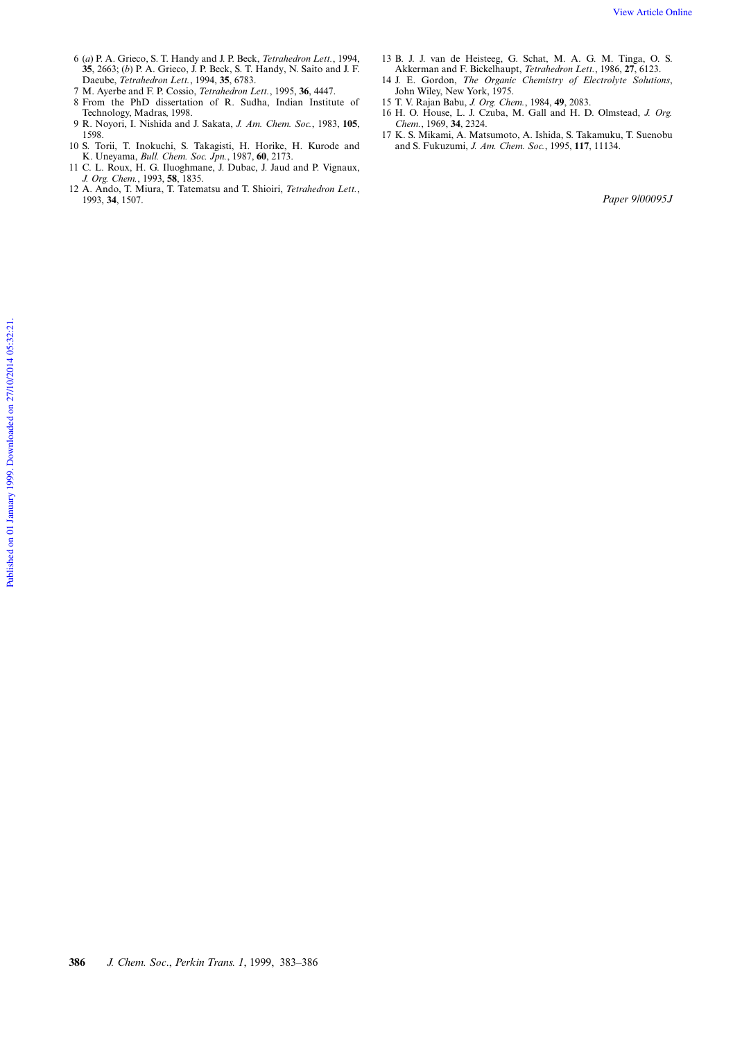6 (*a*) P. A. Grieco, S. T. Handy and J. P. Beck, *Tetrahedron Lett.*, 1994, **35**, 2663; (*b*) P. A. Grieco, J. P. Beck, S. T. Handy, N. Saito and J. F. Daeube, *Tetrahedron Lett.*, 1994, **35**, 6783.

7 M. Ayerbe and F. P. Cossio, *Tetrahedron Lett.*, 1995, **36**, 4447.

8 From the PhD dissertation of R. Sudha, Indian Institute of Technology, Madras, 1998.

9 R. Noyori, I. Nishida and J. Sakata, *J. Am. Chem. Soc.*, 1983, **105**, 1598.

10 S. Torii, T. Inokuchi, S. Takagisti, H. Horike, H. Kurode and K. Uneyama, *Bull. Chem. Soc. Jpn.*, 1987, **60**, 2173.

11 C. L. Roux, H. G. Iluoghmane, J. Dubac, J. Jaud and P. Vignaux, *J. Org. Chem.*, 1993, **58**, 1835.

12 A. Ando, T. Miura, T. Tatematsu and T. Shioiri, *Tetrahedron Lett.*, 1993, **34**, 1507.

13 B. J. J. van de Heisteeg, G. Schat, M. A. G. M. Tinga, O. S. Akkerman and F. Bickelhaupt, *Tetrahedron Lett.*, 1986, **27**, 6123.

14 J. E. Gordon, *The Organic Chemistry of Electrolyte Solutions*, John Wiley, New York, 1975.

15 T. V. Rajan Babu, *J. Org. Chem.*, 1984, **49**, 2083.

16 H. O. House, L. J. Czuba, M. Gall and H. D. Olmstead, *J. Org. Chem.*, 1969, **34**, 2324.

17 K. S. Mikami, A. Matsumoto, A. Ishida, S. Takamuku, T. Suenobu and S. Fukuzumi, *J. Am. Chem. Soc.*, 1995, **117**, 11134.

*Paper 9/00095J*